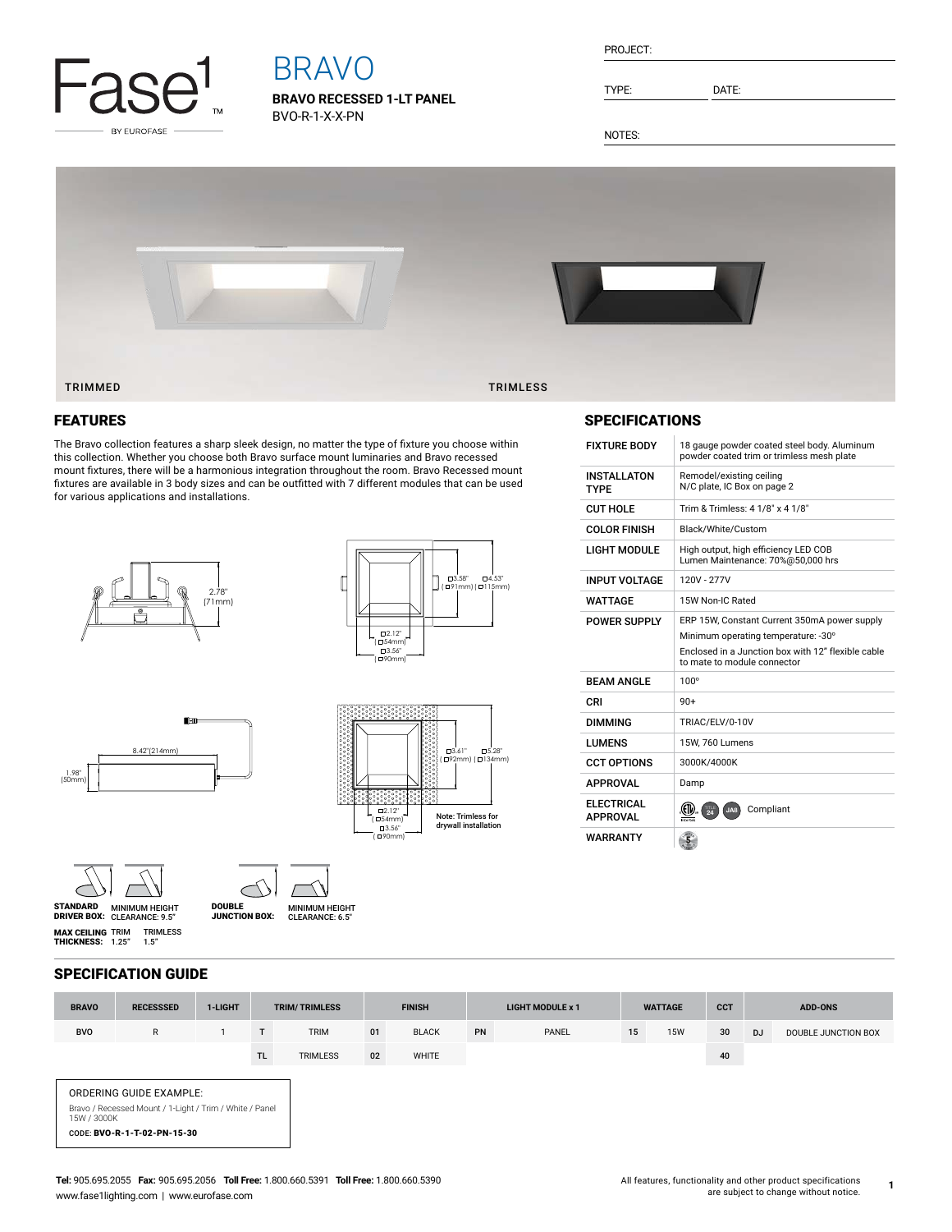Fase1 BY EUROFASE

# BRAVO

**BRAVO RECESSED 1-LT PANEL**
BVO-R-1-X-X-PN

PROJECT:

TYPE: DATE:

NOTES:

TRIMMED TRIMLESS

## FEATURES

The Bravo collection features a sharp sleek design, no matter the type of fixture you choose within this collection. Whether you choose both Bravo surface mount luminaries and Bravo recessed mount fixtures, there will be a harmonious integration throughout the room. Bravo Recessed mount fixtures are available in 3 body sizes and can be outfitted with 7 different modules that can be used for various applications and installations.

2.78" (71mm)

□3.58" (□91mm) | □4.53" (□115mm)

□2.12" (□54mm)
□3.56" (□90mm)

8.42"(214mm)

1.98" (50mm)

□3.61" (□92mm) | □5.28" (□134mm)

□2.12" (□54mm)
□3.56" (□90mm)

**Note: Trimless for drywall installation**

**STANDARD DRIVER BOX:** MINIMUM HEIGHT CLEARANCE: 9.5"

**DOUBLE JUNCTION BOX:** MINIMUM HEIGHT CLEARANCE: 6.5"

**MAX CEILING THICKNESS:** TRIM 1.25" TRIMLESS 1.5"

## SPECIFICATIONS

| | |
|---|---|
| FIXTURE BODY | 18 gauge powder coated steel body. Aluminum powder coated trim or trimless mesh plate |
| INSTALLATON TYPE | Remodel/existing ceiling<br>N/C plate, IC Box on page 2 |
| CUT HOLE | Trim & Trimless: 4 1/8" x 4 1/8" |
| COLOR FINISH | Black/White/Custom |
| LIGHT MODULE | High output, high efficiency LED COB<br>Lumen Maintenance: 70%@50,000 hrs |
| INPUT VOLTAGE | 120V - 277V |
| WATTAGE | 15W Non-IC Rated |
| POWER SUPPLY | ERP 15W, Constant Current 350mA power supply<br>Minimum operating temperature: -30°<br>Enclosed in a Junction box with 12" flexible cable to mate to module connector |
| BEAM ANGLE | 100° |
| CRI | 90+ |
| DIMMING | TRIAC/ELV/0-10V |
| LUMENS | 15W, 760 Lumens |
| CCT OPTIONS | 3000K/4000K |
| APPROVAL | Damp |
| ELECTRICAL APPROVAL | ETL, T24, JA8 Compliant |
| WARRANTY | 5 |

## SPECIFICATION GUIDE

| BRAVO | RECESSSED | 1-LIGHT | TRIM/ TRIMLESS | | FINISH | | LIGHT MODULE x 1 | | WATTAGE | | CCT | ADD-ONS | |
|---|---|---|---|---|---|---|---|---|---|---|---|---|---|
| BVO | R | 1 | T | TRIM | 01 | BLACK | PN | PANEL | 15 | 15W | 30 | DJ | DOUBLE JUNCTION BOX |
| | | | TL | TRIMLESS | 02 | WHITE | | | | | 40 | | |

ORDERING GUIDE EXAMPLE:

Bravo / Recessed Mount / 1-Light / Trim / White / Panel 15W / 3000K

CODE: **BVO-R-1-T-02-PN-15-30**

**Tel:** 905.695.2055 **Fax:** 905.695.2056 **Toll Free:** 1.800.660.5391 **Toll Free:** 1.800.660.5390
www.fase1lighting.com | www.eurofase.com

All features, functionality and other product specifications are subject to change without notice.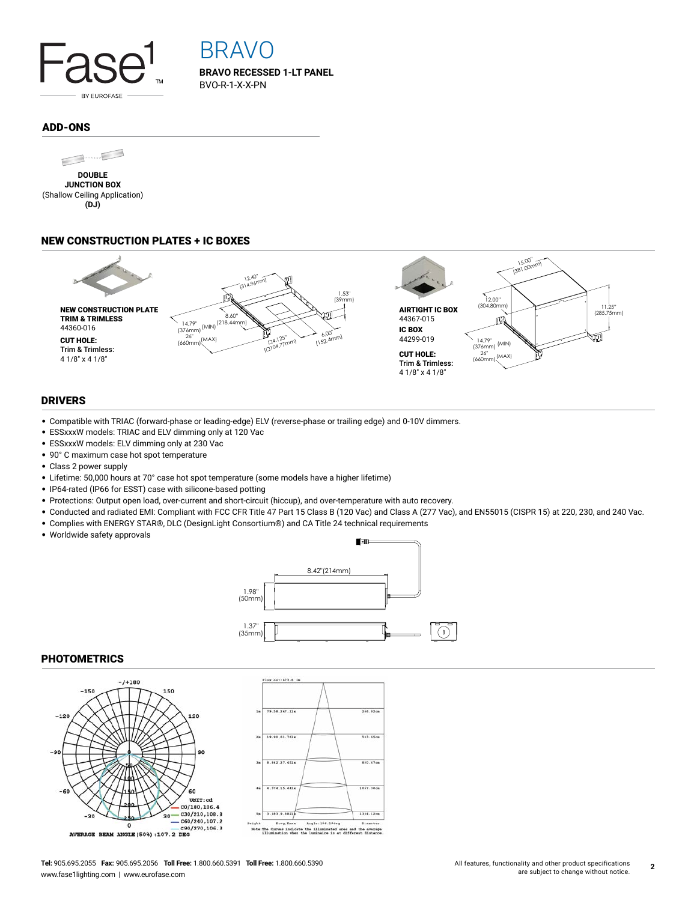Fase1 BY EUROFASE

# BRAVO

**BRAVO RECESSED 1-LT PANEL**
BVO-R-1-X-X-PN

## ADD-ONS

**DOUBLE JUNCTION BOX**
(Shallow Ceiling Application)
**(DJ)**

## NEW CONSTRUCTION PLATES + IC BOXES

**NEW CONSTRUCTION PLATE TRIM & TRIMLESS**
44360-016

**CUT HOLE:**
Trim & Trimless:
4 1/8" x 4 1/8"

12.40" (314.96mm)
1.53" (39mm)
8.60" (218.44mm)
14.79" (376mm) (MIN)
26" (660mm) (MAX)
□4.125" (□104.77mm)
6.00" (152.4mm)

**AIRTIGHT IC BOX**
44367-015

**IC BOX**
44299-019

**CUT HOLE:**
Trim & Trimless:
4 1/8" x 4 1/8"

15.00" (381.00mm)
12.00" (304.80mm)
11.25" (285.75mm)
14.79" (376mm) (MIN)
26" (660mm) (MAX)

## DRIVERS

- Compatible with TRIAC (forward-phase or leading-edge) ELV (reverse-phase or trailing edge) and 0-10V dimmers.
- ESSxxxW models: TRIAC and ELV dimming only at 120 Vac
- ESSxxxW models: ELV dimming only at 230 Vac
- 90° C maximum case hot spot temperature
- Class 2 power supply
- Lifetime: 50,000 hours at 70° case hot spot temperature (some models have a higher lifetime)
- IP64-rated (IP66 for ESST) case with silicone-based potting
- Protections: Output open load, over-current and short-circuit (hiccup), and over-temperature with auto recovery.
- Conducted and radiated EMI: Compliant with FCC CFR Title 47 Part 15 Class B (120 Vac) and Class A (277 Vac), and EN55015 (CISPR 15) at 220, 230, and 240 Vac.
- Complies with ENERGY STAR®, DLC (DesignLight Consortium®) and CA Title 24 technical requirements
- Worldwide safety approvals

8.42"(214mm)
1.98" (50mm)
1.37" (35mm)

## PHOTOMETRICS

-/+180
-150
150
-120
120
-90
90
-60
60
-30
30
0
50
100
150
200
250
UNIT:cd
C0/180,106.4
C30/210,108.8
C60/240,107.2
C90/270,106.3
AVERAGE BEAM ANGLE(50%):107.2 DEG

Flux out:473.6 lm
1m 79.58,247.1lx 256.12cm
2m 19.90,61.76lx 513.15cm
3m 8.842,27.45lx 830.17cm
4m 4.974,15.44lx 1057.30cm
5m 3.183,9.882lx 1314.12cm
Height Ecvg,Emax Angle:106.29deg Diameter
Note:The Curves indicate the illuminated area and the average illumination when the luminaire is at different distance.

**Tel:** 905.695.2055 **Fax:** 905.695.2056 **Toll Free:** 1.800.660.5391 **Toll Free:** 1.800.660.5390
www.fase1lighting.com | www.eurofase.com

All features, functionality and other product specifications are subject to change without notice.